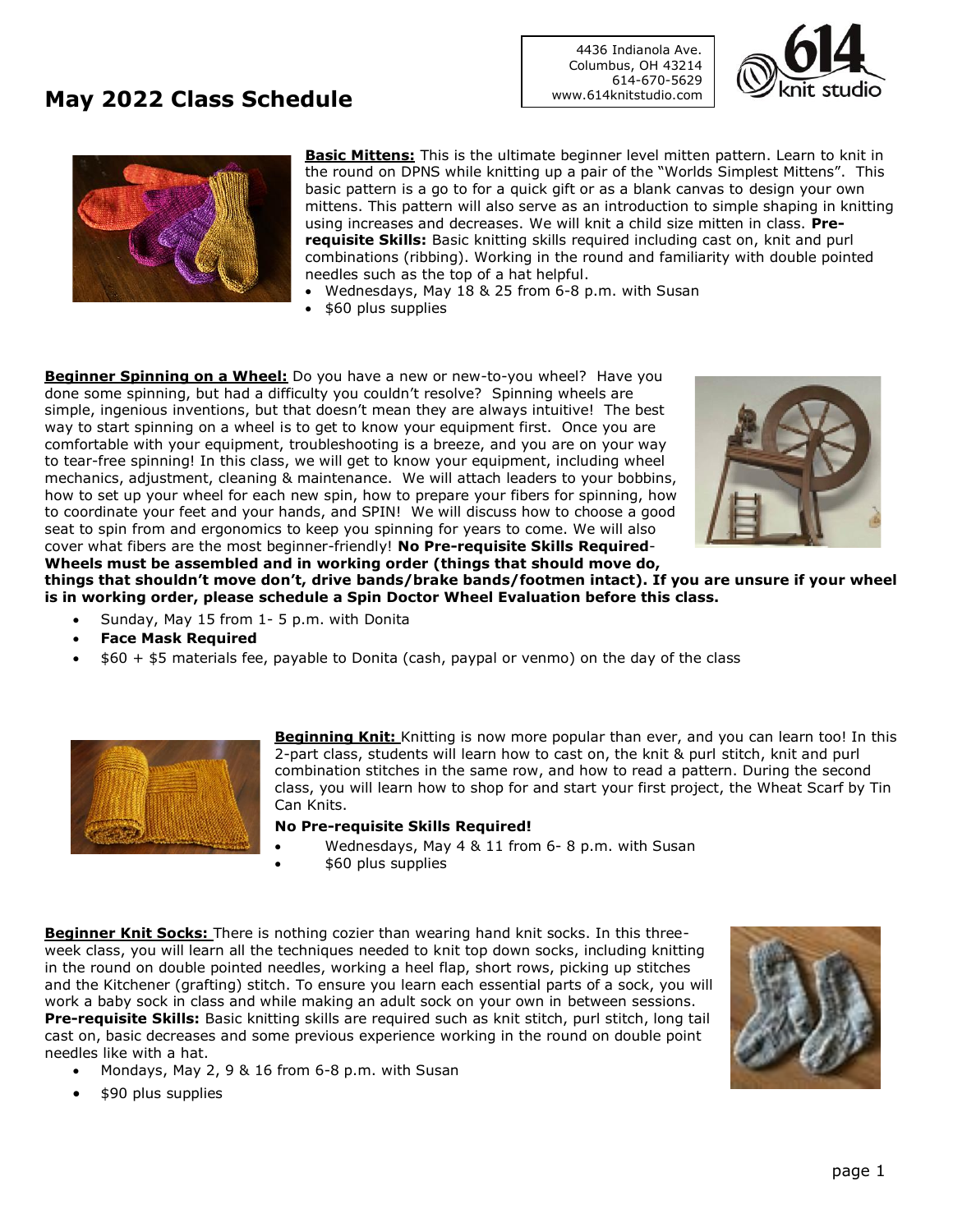# May 2022 Class Schedule

4436 Indianola Ave.
Columbus, OH 43214
614-670-5629
www.614knitstudio.com

614 knit studio

**Basic Mittens:** This is the ultimate beginner level mitten pattern. Learn to knit in the round on DPNS while knitting up a pair of the "Worlds Simplest Mittens". This basic pattern is a go to for a quick gift or as a blank canvas to design your own mittens. This pattern will also serve as an introduction to simple shaping in knitting using increases and decreases. We will knit a child size mitten in class. **Pre-requisite Skills:** Basic knitting skills required including cast on, knit and purl combinations (ribbing). Working in the round and familiarity with double pointed needles such as the top of a hat helpful.

- Wednesdays, May 18 & 25 from 6-8 p.m. with Susan
- $60 plus supplies

**Beginner Spinning on a Wheel:** Do you have a new or new-to-you wheel? Have you done some spinning, but had a difficulty you couldn't resolve? Spinning wheels are simple, ingenious inventions, but that doesn't mean they are always intuitive! The best way to start spinning on a wheel is to get to know your equipment first. Once you are comfortable with your equipment, troubleshooting is a breeze, and you are on your way to tear-free spinning! In this class, we will get to know your equipment, including wheel mechanics, adjustment, cleaning & maintenance. We will attach leaders to your bobbins, how to set up your wheel for each new spin, how to prepare your fibers for spinning, how to coordinate your feet and your hands, and SPIN! We will discuss how to choose a good seat to spin from and ergonomics to keep you spinning for years to come. We will also cover what fibers are the most beginner-friendly! **No Pre-requisite Skills Required- Wheels must be assembled and in working order (things that should move do, things that shouldn't move don't, drive bands/brake bands/footmen intact). If you are unsure if your wheel is in working order, please schedule a Spin Doctor Wheel Evaluation before this class.**

- Sunday, May 15 from 1- 5 p.m. with Donita
- **Face Mask Required**
- $60 + $5 materials fee, payable to Donita (cash, paypal or venmo) on the day of the class

**Beginning Knit:** Knitting is now more popular than ever, and you can learn too! In this 2-part class, students will learn how to cast on, the knit & purl stitch, knit and purl combination stitches in the same row, and how to read a pattern. During the second class, you will learn how to shop for and start your first project, the Wheat Scarf by Tin Can Knits.

**No Pre-requisite Skills Required!**

- Wednesdays, May 4 & 11 from 6- 8 p.m. with Susan
- $60 plus supplies

**Beginner Knit Socks:** There is nothing cozier than wearing hand knit socks. In this three-week class, you will learn all the techniques needed to knit top down socks, including knitting in the round on double pointed needles, working a heel flap, short rows, picking up stitches and the Kitchener (grafting) stitch. To ensure you learn each essential parts of a sock, you will work a baby sock in class and while making an adult sock on your own in between sessions. **Pre-requisite Skills:** Basic knitting skills are required such as knit stitch, purl stitch, long tail cast on, basic decreases and some previous experience working in the round on double point needles like with a hat.

- Mondays, May 2, 9 & 16 from 6-8 p.m. with Susan
- $90 plus supplies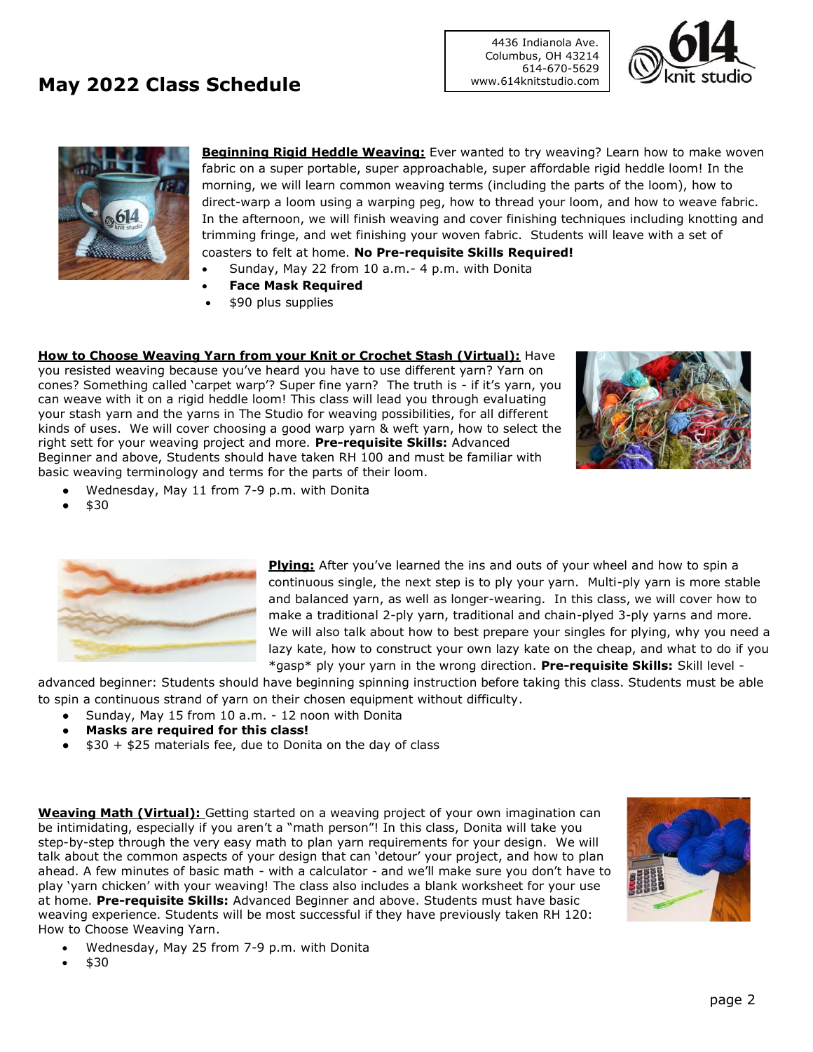# May 2022 Class Schedule

4436 Indianola Ave.
Columbus, OH 43214
614-670-5629
www.614knitstudio.com

**Beginning Rigid Heddle Weaving:** Ever wanted to try weaving? Learn how to make woven fabric on a super portable, super approachable, super affordable rigid heddle loom! In the morning, we will learn common weaving terms (including the parts of the loom), how to direct-warp a loom using a warping peg, how to thread your loom, and how to weave fabric. In the afternoon, we will finish weaving and cover finishing techniques including knotting and trimming fringe, and wet finishing your woven fabric. Students will leave with a set of coasters to felt at home. **No Pre-requisite Skills Required!**

- Sunday, May 22 from 10 a.m.- 4 p.m. with Donita
- **Face Mask Required**
- $90 plus supplies

**How to Choose Weaving Yarn from your Knit or Crochet Stash (Virtual):** Have you resisted weaving because you've heard you have to use different yarn? Yarn on cones? Something called 'carpet warp'? Super fine yarn? The truth is - if it's yarn, you can weave with it on a rigid heddle loom! This class will lead you through evaluating your stash yarn and the yarns in The Studio for weaving possibilities, for all different kinds of uses. We will cover choosing a good warp yarn & weft yarn, how to select the right sett for your weaving project and more. **Pre-requisite Skills:** Advanced Beginner and above, Students should have taken RH 100 and must be familiar with basic weaving terminology and terms for the parts of their loom.

- Wednesday, May 11 from 7-9 p.m. with Donita
- $30

**Plying:** After you've learned the ins and outs of your wheel and how to spin a continuous single, the next step is to ply your yarn. Multi-ply yarn is more stable and balanced yarn, as well as longer-wearing. In this class, we will cover how to make a traditional 2-ply yarn, traditional and chain-plyed 3-ply yarns and more. We will also talk about how to best prepare your singles for plying, why you need a lazy kate, how to construct your own lazy kate on the cheap, and what to do if you *gasp* ply your yarn in the wrong direction. **Pre-requisite Skills:** Skill level - advanced beginner: Students should have beginning spinning instruction before taking this class. Students must be able to spin a continuous strand of yarn on their chosen equipment without difficulty.

- Sunday, May 15 from 10 a.m. - 12 noon with Donita
- **Masks are required for this class!**
- $30 + $25 materials fee, due to Donita on the day of class

**Weaving Math (Virtual):** Getting started on a weaving project of your own imagination can be intimidating, especially if you aren't a "math person"! In this class, Donita will take you step-by-step through the very easy math to plan yarn requirements for your design. We will talk about the common aspects of your design that can 'detour' your project, and how to plan ahead. A few minutes of basic math - with a calculator - and we'll make sure you don't have to play 'yarn chicken' with your weaving! The class also includes a blank worksheet for your use at home. **Pre-requisite Skills:** Advanced Beginner and above. Students must have basic weaving experience. Students will be most successful if they have previously taken RH 120: How to Choose Weaving Yarn.

- Wednesday, May 25 from 7-9 p.m. with Donita
- $30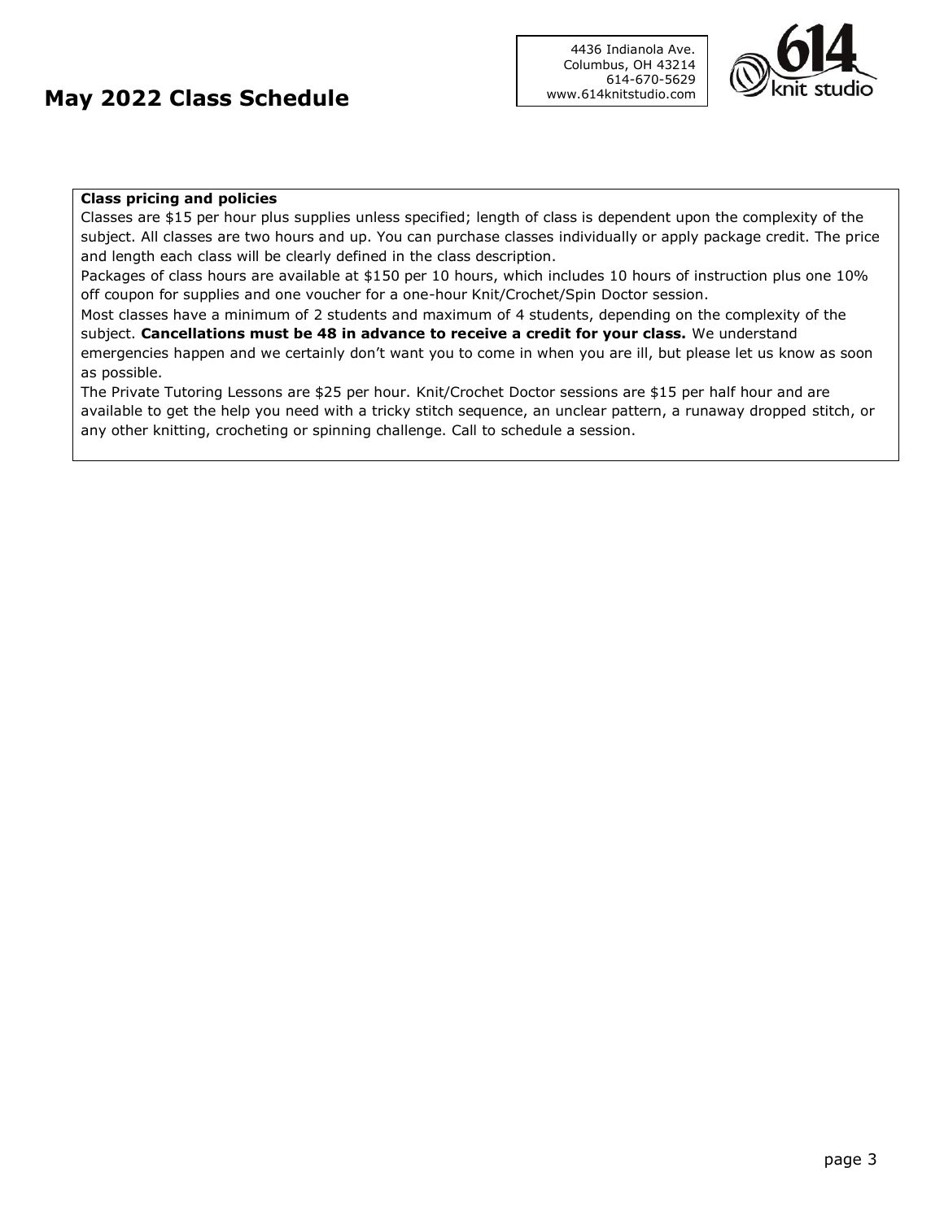# May 2022 Class Schedule

4436 Indianola Ave.
Columbus, OH 43214
614-670-5629
www.614knitstudio.com

614 knit studio

**Class pricing and policies**

Classes are $15 per hour plus supplies unless specified; length of class is dependent upon the complexity of the subject. All classes are two hours and up. You can purchase classes individually or apply package credit. The price and length each class will be clearly defined in the class description.

Packages of class hours are available at $150 per 10 hours, which includes 10 hours of instruction plus one 10% off coupon for supplies and one voucher for a one-hour Knit/Crochet/Spin Doctor session.

Most classes have a minimum of 2 students and maximum of 4 students, depending on the complexity of the subject. **Cancellations must be 48 in advance to receive a credit for your class.** We understand emergencies happen and we certainly don't want you to come in when you are ill, but please let us know as soon as possible.

The Private Tutoring Lessons are $25 per hour. Knit/Crochet Doctor sessions are $15 per half hour and are available to get the help you need with a tricky stitch sequence, an unclear pattern, a runaway dropped stitch, or any other knitting, crocheting or spinning challenge. Call to schedule a session.